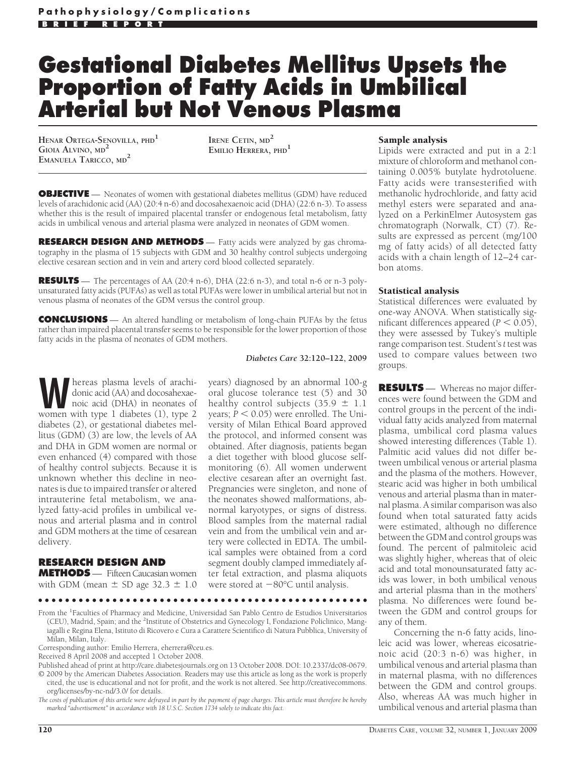Pathophysiology/Complications

BRIEF REPORT

# Gestational Diabetes Mellitus Upsets the Proportion of Fatty Acids in Umbilical Arterial but Not Venous Plasma

HENAR ORTEGA-SENOVILLA, PHD[1]
GIOIA ALVINO, MD[2]
EMANUELA TARICCO, MD[2]
IRENE CETIN, MD[2]
EMILIO HERRERA, PHD[1]

**OBJECTIVE** — Neonates of women with gestational diabetes mellitus (GDM) have reduced levels of arachidonic acid (AA) (20:4 n-6) and docosahexaenoic acid (DHA) (22:6 n-3). To assess whether this is the result of impaired placental transfer or endogenous fetal metabolism, fatty acids in umbilical venous and arterial plasma were analyzed in neonates of GDM women.

**RESEARCH DESIGN AND METHODS** — Fatty acids were analyzed by gas chromatography in the plasma of 15 subjects with GDM and 30 healthy control subjects undergoing elective cesarean section and in vein and artery cord blood collected separately.

**RESULTS** — The percentages of AA (20:4 n-6), DHA (22:6 n-3), and total n-6 or n-3 polyunsaturated fatty acids (PUFAs) as well as total PUFAs were lower in umbilical arterial but not in venous plasma of neonates of the GDM versus the control group.

**CONCLUSIONS** — An altered handling or metabolism of long-chain PUFAs by the fetus rather than impaired placental transfer seems to be responsible for the lower proportion of those fatty acids in the plasma of neonates of GDM mothers.

*Diabetes Care* 32:120–122, 2009

Whereas plasma levels of arachidonic acid (AA) and docosahexaenoic acid (DHA) in neonates of women with type 1 diabetes (1), type 2 diabetes (2), or gestational diabetes mellitus (GDM) (3) are low, the levels of AA and DHA in GDM women are normal or even enhanced (4) compared with those of healthy control subjects. Because it is unknown whether this decline in neonates is due to impaired transfer or altered intrauterine fetal metabolism, we analyzed fatty-acid profiles in umbilical venous and arterial plasma and in control and GDM mothers at the time of cesarean delivery.

## RESEARCH DESIGN AND METHODS

Fifteen Caucasian women with GDM (mean ± SD age 32.3 ± 1.0 years) diagnosed by an abnormal 100-g oral glucose tolerance test (5) and 30 healthy control subjects (35.9 ± 1.1 years; $P < 0.05$) were enrolled. The University of Milan Ethical Board approved the protocol, and informed consent was obtained. After diagnosis, patients began a diet together with blood glucose self-monitoring (6). All women underwent elective cesarean after an overnight fast. Pregnancies were singleton, and none of the neonates showed malformations, abnormal karyotypes, or signs of distress. Blood samples from the maternal radial vein and from the umbilical vein and artery were collected in EDTA. The umbilical samples were obtained from a cord segment doubly clamped immediately after fetal extraction, and plasma aliquots were stored at −80°C until analysis.

### Sample analysis

Lipids were extracted and put in a 2:1 mixture of chloroform and methanol containing 0.005% butylate hydrotoluene. Fatty acids were transesterified with methanolic hydrochloride, and fatty acid methyl esters were separated and analyzed on a PerkinElmer Autosystem gas chromatograph (Norwalk, CT) (7). Results are expressed as percent (mg/100 mg of fatty acids) of all detected fatty acids with a chain length of 12–24 carbon atoms.

### Statistical analysis

Statistical differences were evaluated by one-way ANOVA. When statistically significant differences appeared ($P < 0.05$), they were assessed by Tukey's multiple range comparison test. Student's $t$ test was used to compare values between two groups.

## RESULTS

Whereas no major differences were found between the GDM and control groups in the percent of the individual fatty acids analyzed from maternal plasma, umbilical cord plasma values showed interesting differences (Table 1). Palmitic acid values did not differ between umbilical venous or arterial plasma and the plasma of the mothers. However, stearic acid was higher in both umbilical venous and arterial plasma than in maternal plasma. A similar comparison was also found when total saturated fatty acids were estimated, although no difference between the GDM and control groups was found. The percent of palmitoleic acid was slightly higher, whereas that of oleic acid and total monounsaturated fatty acids was lower, in both umbilical venous and arterial plasma than in the mothers' plasma. No differences were found between the GDM and control groups for any of them.

Concerning the n-6 fatty acids, linoleic acid was lower, whereas eicosatrienoic acid (20:3 n-6) was higher, in umbilical venous and arterial plasma than in maternal plasma, with no differences between the GDM and control groups. Also, whereas AA was much higher in umbilical venous and arterial plasma than

From the [1]Faculties of Pharmacy and Medicine, Universidad San Pablo Centro de Estudios Universitarios (CEU), Madrid, Spain; and the [2]Institute of Obstetrics and Gynecology I, Fondazione Policlinico, Mangiagalli e Regina Elena, Istituto di Ricovero e Cura a Carattere Scientifico di Natura Pubblica, University of Milan, Milan, Italy.

Corresponding author: Emilio Herrera, eherrera@ceu.es.

Received 8 April 2008 and accepted 1 October 2008.

Published ahead of print at http://care.diabetesjournals.org on 13 October 2008. DOI: 10.2337/dc08-0679.

© 2009 by the American Diabetes Association. Readers may use this article as long as the work is properly cited, the use is educational and not for profit, and the work is not altered. See http://creativecommons.org/licenses/by-nc-nd/3.0/ for details.

*The costs of publication of this article were defrayed in part by the payment of page charges. This article must therefore be hereby marked "advertisement" in accordance with 18 U.S.C. Section 1734 solely to indicate this fact.*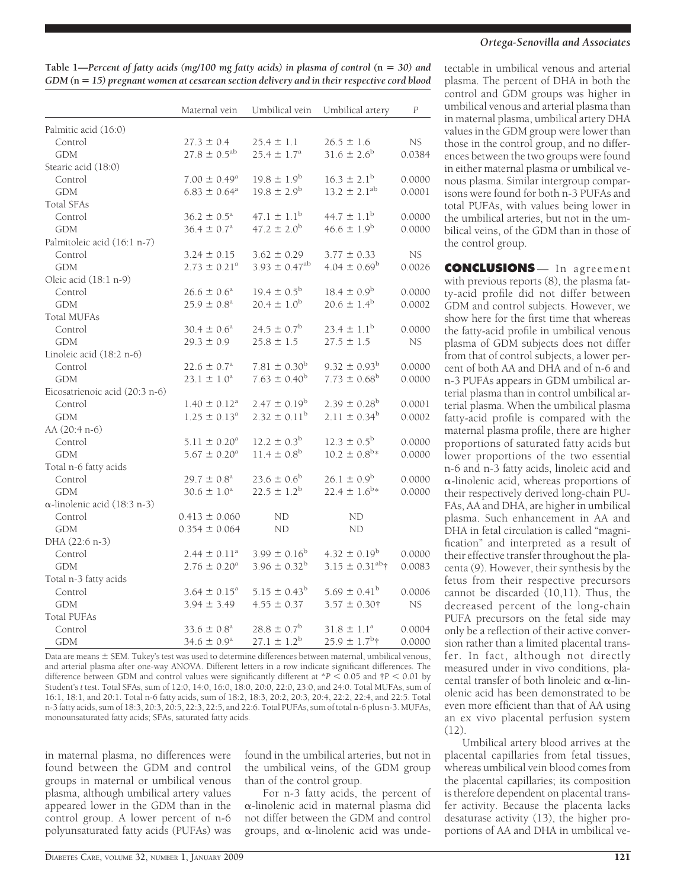**Table 1—*Percent of fatty acids (mg/100 mg fatty acids) in plasma of control (n = 30) and GDM (n = 15) pregnant women at cesarean section delivery and in their respective cord blood***

| | Maternal vein | Umbilical vein | Umbilical artery | *P* |
|---|---|---|---|---|
| Palmitic acid (16:0) | | | | |
| Control | 27.3 ± 0.4 | 25.4 ± 1.1 | 26.5 ± 1.6 | NS |
| GDM | 27.8 ± 0.5[ab] | 25.4 ± 1.7[a] | 31.6 ± 2.6[b] | 0.0384 |
| Stearic acid (18:0) | | | | |
| Control | 7.00 ± 0.49[a] | 19.8 ± 1.9[b] | 16.3 ± 2.1[b] | 0.0000 |
| GDM | 6.83 ± 0.64[a] | 19.8 ± 2.9[b] | 13.2 ± 2.1[ab] | 0.0001 |
| Total SFAs | | | | |
| Control | 36.2 ± 0.5[a] | 47.1 ± 1.1[b] | 44.7 ± 1.1[b] | 0.0000 |
| GDM | 36.4 ± 0.7[a] | 47.2 ± 2.0[b] | 46.6 ± 1.9[b] | 0.0000 |
| Palmitoleic acid (16:1 n-7) | | | | |
| Control | 3.24 ± 0.15 | 3.62 ± 0.29 | 3.77 ± 0.33 | NS |
| GDM | 2.73 ± 0.21[a] | 3.93 ± 0.47[ab] | 4.04 ± 0.69[b] | 0.0026 |
| Oleic acid (18:1 n-9) | | | | |
| Control | 26.6 ± 0.6[a] | 19.4 ± 0.5[b] | 18.4 ± 0.9[b] | 0.0000 |
| GDM | 25.9 ± 0.8[a] | 20.4 ± 1.0[b] | 20.6 ± 1.4[b] | 0.0002 |
| Total MUFAs | | | | |
| Control | 30.4 ± 0.6[a] | 24.5 ± 0.7[b] | 23.4 ± 1.1[b] | 0.0000 |
| GDM | 29.3 ± 0.9 | 25.8 ± 1.5 | 27.5 ± 1.5 | NS |
| Linoleic acid (18:2 n-6) | | | | |
| Control | 22.6 ± 0.7[a] | 7.81 ± 0.30[b] | 9.32 ± 0.93[b] | 0.0000 |
| GDM | 23.1 ± 1.0[a] | 7.63 ± 0.40[b] | 7.73 ± 0.68[b] | 0.0000 |
| Eicosatrienoic acid (20:3 n-6) | | | | |
| Control | 1.40 ± 0.12[a] | 2.47 ± 0.19[b] | 2.39 ± 0.28[b] | 0.0001 |
| GDM | 1.25 ± 0.13[a] | 2.32 ± 0.11[b] | 2.11 ± 0.34[b] | 0.0002 |
| AA (20:4 n-6) | | | | |
| Control | 5.11 ± 0.20[a] | 12.2 ± 0.3[b] | 12.3 ± 0.5[b] | 0.0000 |
| GDM | 5.67 ± 0.20[a] | 11.4 ± 0.8[b] | 10.2 ± 0.8[b]* | 0.0000 |
| Total n-6 fatty acids | | | | |
| Control | 29.7 ± 0.8[a] | 23.6 ± 0.6[b] | 26.1 ± 0.9[b] | 0.0000 |
| GDM | 30.6 ± 1.0[a] | 22.5 ± 1.2[b] | 22.4 ± 1.6[b]* | 0.0000 |
| α-linolenic acid (18:3 n-3) | | | | |
| Control | 0.413 ± 0.060 | ND | ND | |
| GDM | 0.354 ± 0.064 | ND | ND | |
| DHA (22:6 n-3) | | | | |
| Control | 2.44 ± 0.11[a] | 3.99 ± 0.16[b] | 4.32 ± 0.19[b] | 0.0000 |
| GDM | 2.76 ± 0.20[a] | 3.96 ± 0.32[b] | 3.15 ± 0.31[ab]† | 0.0083 |
| Total n-3 fatty acids | | | | |
| Control | 3.64 ± 0.15[a] | 5.15 ± 0.43[b] | 5.69 ± 0.41[b] | 0.0006 |
| GDM | 3.94 ± 3.49 | 4.55 ± 0.37 | 3.57 ± 0.30† | NS |
| Total PUFAs | | | | |
| Control | 33.6 ± 0.8[a] | 28.8 ± 0.7[b] | 31.8 ± 1.1[a] | 0.0004 |
| GDM | 34.6 ± 0.9[a] | 27.1 ± 1.2[b] | 25.9 ± 1.7[b]† | 0.0000 |

Data are means ± SEM. Tukey's test was used to determine differences between maternal, umbilical venous, and arterial plasma after one-way ANOVA. Different letters in a row indicate significant differences. The difference between GDM and control values were significantly different at $*P < 0.05$ and $†P < 0.01$ by Student's *t* test. Total SFAs, sum of 12:0, 14:0, 16:0, 18:0, 20:0, 22:0, 23:0, and 24:0. Total MUFAs, sum of 16:1, 18:1, and 20:1. Total n-6 fatty acids, sum of 18:2, 18:3, 20:2, 20:3, 20:4, 22:2, 22:4, and 22:5. Total n-3 fatty acids, sum of 18:3, 20:3, 20:5, 22:3, 22:5, and 22:6. Total PUFAs, sum of total n-6 plus n-3. MUFAs, monounsaturated fatty acids; SFAs, saturated fatty acids.

in maternal plasma, no differences were found between the GDM and control groups in maternal or umbilical venous plasma, although umbilical artery values appeared lower in the GDM than in the control group. A lower percent of n-6 polyunsaturated fatty acids (PUFAs) was found in the umbilical arteries, but not in the umbilical veins, of the GDM group than of the control group.

For n-3 fatty acids, the percent of α-linolenic acid in maternal plasma did not differ between the GDM and control groups, and α-linolenic acid was undetectable in umbilical venous and arterial plasma. The percent of DHA in both the control and GDM groups was higher in umbilical venous and arterial plasma than in maternal plasma, umbilical artery DHA values in the GDM group were lower than those in the control group, and no differences between the two groups were found in either maternal plasma or umbilical venous plasma. Similar intergroup comparisons were found for both n-3 PUFAs and total PUFAs, with values being lower in the umbilical arteries, but not in the umbilical veins, of the GDM than in those of the control group.

## CONCLUSIONS

In agreement with previous reports (8), the plasma fatty-acid profile did not differ between GDM and control subjects. However, we show here for the first time that whereas the fatty-acid profile in umbilical venous plasma of GDM subjects does not differ from that of control subjects, a lower percent of both AA and DHA and of n-6 and n-3 PUFAs appears in GDM umbilical arterial plasma than in control umbilical arterial plasma. When the umbilical plasma fatty-acid profile is compared with the maternal plasma profile, there are higher proportions of saturated fatty acids but lower proportions of the two essential n-6 and n-3 fatty acids, linoleic acid and α-linolenic acid, whereas proportions of their respectively derived long-chain PUFAs, AA and DHA, are higher in umbilical plasma. Such enhancement in AA and DHA in fetal circulation is called "magnification" and interpreted as a result of their effective transfer throughout the placenta (9). However, their synthesis by the fetus from their respective precursors cannot be discarded (10,11). Thus, the decreased percent of the long-chain PUFA precursors on the fetal side may only be a reflection of their active conversion rather than a limited placental transfer. In fact, although not directly measured under in vivo conditions, placental transfer of both linoleic and α-linolenic acid has been demonstrated to be even more efficient than that of AA using an ex vivo placental perfusion system (12).

Umbilical artery blood arrives at the placental capillaries from fetal tissues, whereas umbilical vein blood comes from the placental capillaries; its composition is therefore dependent on placental transfer activity. Because the placenta lacks desaturase activity (13), the higher proportions of AA and DHA in umbilical ve-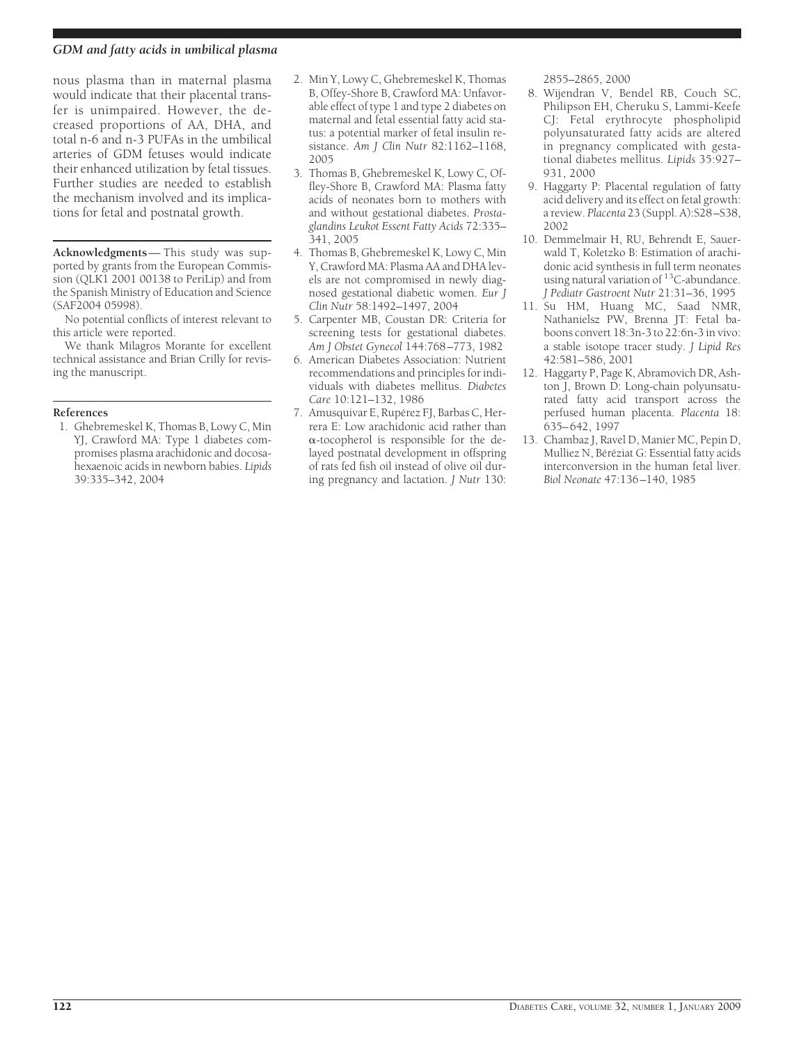nous plasma than in maternal plasma would indicate that their placental transfer is unimpaired. However, the decreased proportions of AA, DHA, and total n-6 and n-3 PUFAs in the umbilical arteries of GDM fetuses would indicate their enhanced utilization by fetal tissues. Further studies are needed to establish the mechanism involved and its implications for fetal and postnatal growth.

**Acknowledgments**— This study was supported by grants from the European Commission (QLK1 2001 00138 to PeriLip) and from the Spanish Ministry of Education and Science (SAF2004 05998).

No potential conflicts of interest relevant to this article were reported.

We thank Milagros Morante for excellent technical assistance and Brian Crilly for revising the manuscript.

#### References

1. Ghebremeskel K, Thomas B, Lowy C, Min YJ, Crawford MA: Type 1 diabetes compromises plasma arachidonic and docosahexaenoic acids in newborn babies. *Lipids* 39:335–342, 2004
2. Min Y, Lowy C, Ghebremeskel K, Thomas B, Offey-Shore B, Crawford MA: Unfavorable effect of type 1 and type 2 diabetes on maternal and fetal essential fatty acid status: a potential marker of fetal insulin resistance. *Am J Clin Nutr* 82:1162–1168, 2005
3. Thomas B, Ghebremeskel K, Lowy C, Offley-Shore B, Crawford MA: Plasma fatty acids of neonates born to mothers with and without gestational diabetes. *Prostaglandins Leukot Essent Fatty Acids* 72:335–341, 2005
4. Thomas B, Ghebremeskel K, Lowy C, Min Y, Crawford MA: Plasma AA and DHA levels are not compromised in newly diagnosed gestational diabetic women. *Eur J Clin Nutr* 58:1492–1497, 2004
5. Carpenter MB, Coustan DR: Criteria for screening tests for gestational diabetes. *Am J Obstet Gynecol* 144:768–773, 1982
6. American Diabetes Association: Nutrient recommendations and principles for individuals with diabetes mellitus. *Diabetes Care* 10:121–132, 1986
7. Amusquivar E, Rupérez FJ, Barbas C, Herrera E: Low arachidonic acid rather than α-tocopherol is responsible for the delayed postnatal development in offspring of rats fed fish oil instead of olive oil during pregnancy and lactation. *J Nutr* 130: 2855–2865, 2000
8. Wijendran V, Bendel RB, Couch SC, Philipson EH, Cheruku S, Lammi-Keefe CJ: Fetal erythrocyte phospholipid polyunsaturated fatty acids are altered in pregnancy complicated with gestational diabetes mellitus. *Lipids* 35:927–931, 2000
9. Haggarty P: Placental regulation of fatty acid delivery and its effect on fetal growth: a review. *Placenta* 23 (Suppl. A):S28–S38, 2002
10. Demmelmair H, RU, Behrendt E, Sauerwald T, Koletzko B: Estimation of arachidonic acid synthesis in full term neonates using natural variation of $^{13}$C-abundance. *J Pediatr Gastroent Nutr* 21:31–36, 1995
11. Su HM, Huang MC, Saad NMR, Nathanielsz PW, Brenna JT: Fetal baboons convert 18:3n-3 to 22:6n-3 in vivo: a stable isotope tracer study. *J Lipid Res* 42:581–586, 2001
12. Haggarty P, Page K, Abramovich DR, Ashton J, Brown D: Long-chain polyunsaturated fatty acid transport across the perfused human placenta. *Placenta* 18: 635–642, 1997
13. Chambaz J, Ravel D, Manier MC, Pepin D, Mulliez N, Bérézíat G: Essential fatty acids interconversion in the human fetal liver. *Biol Neonate* 47:136–140, 1985